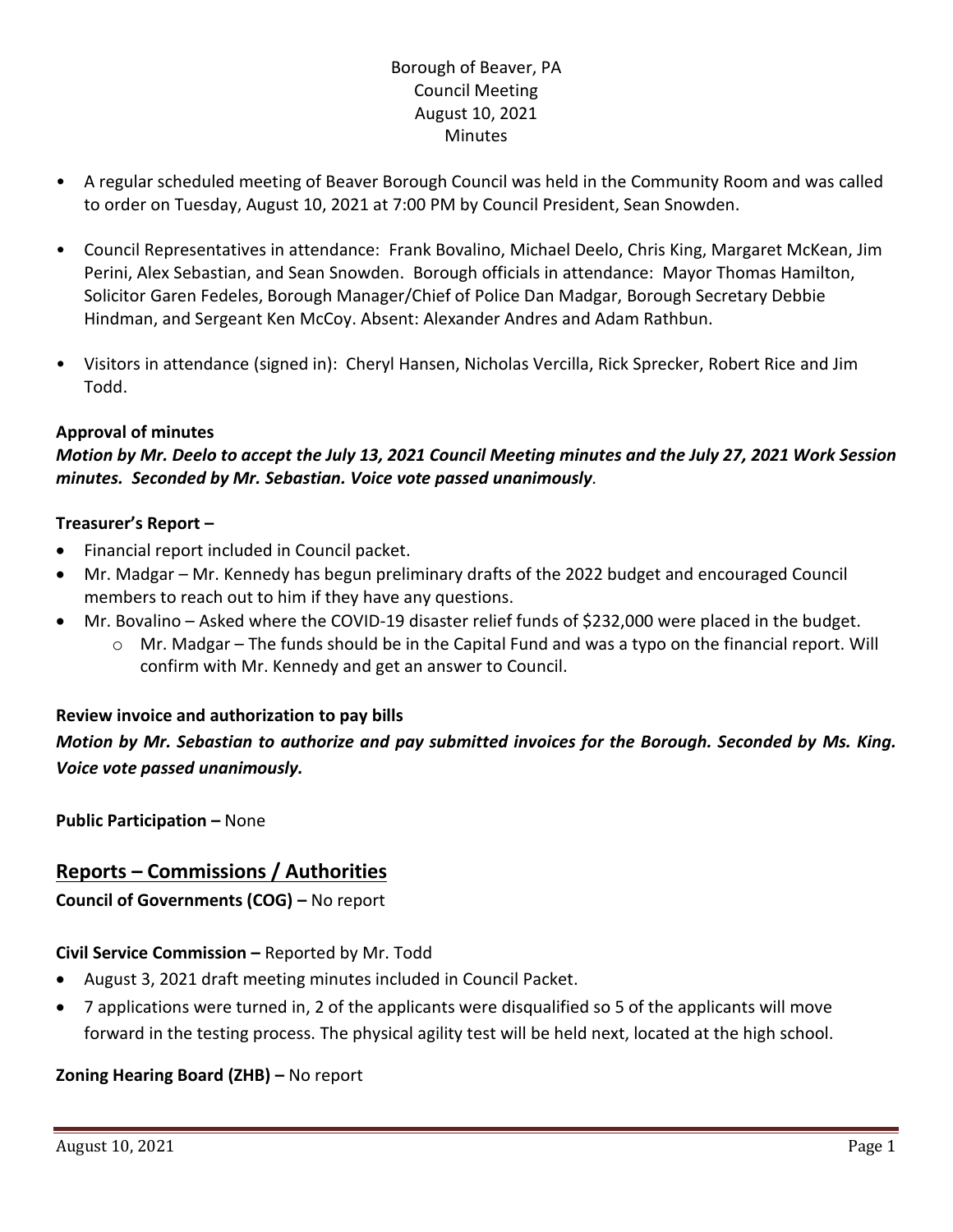# Borough of Beaver, PA
## Council Meeting
## August 10, 2021
## Minutes

- A regular scheduled meeting of Beaver Borough Council was held in the Community Room and was called to order on Tuesday, August 10, 2021 at 7:00 PM by Council President, Sean Snowden.
- Council Representatives in attendance: Frank Bovalino, Michael Deelo, Chris King, Margaret McKean, Jim Perini, Alex Sebastian, and Sean Snowden. Borough officials in attendance: Mayor Thomas Hamilton, Solicitor Garen Fedeles, Borough Manager/Chief of Police Dan Madgar, Borough Secretary Debbie Hindman, and Sergeant Ken McCoy. Absent: Alexander Andres and Adam Rathbun.
- Visitors in attendance (signed in): Cheryl Hansen, Nicholas Vercilla, Rick Sprecker, Robert Rice and Jim Todd.

**Approval of minutes**

***Motion by Mr. Deelo to accept the July 13, 2021 Council Meeting minutes and the July 27, 2021 Work Session minutes. Seconded by Mr. Sebastian. Voice vote passed unanimously.***

**Treasurer's Report –**

- Financial report included in Council packet.
- Mr. Madgar – Mr. Kennedy has begun preliminary drafts of the 2022 budget and encouraged Council members to reach out to him if they have any questions.
- Mr. Bovalino – Asked where the COVID-19 disaster relief funds of $232,000 were placed in the budget.
  - Mr. Madgar – The funds should be in the Capital Fund and was a typo on the financial report. Will confirm with Mr. Kennedy and get an answer to Council.

**Review invoice and authorization to pay bills**

***Motion by Mr. Sebastian to authorize and pay submitted invoices for the Borough. Seconded by Ms. King. Voice vote passed unanimously.***

**Public Participation –** None

## Reports – Commissions / Authorities

**Council of Governments (COG) –** No report

**Civil Service Commission –** Reported by Mr. Todd

- August 3, 2021 draft meeting minutes included in Council Packet.
- 7 applications were turned in, 2 of the applicants were disqualified so 5 of the applicants will move forward in the testing process. The physical agility test will be held next, located at the high school.

**Zoning Hearing Board (ZHB) –** No report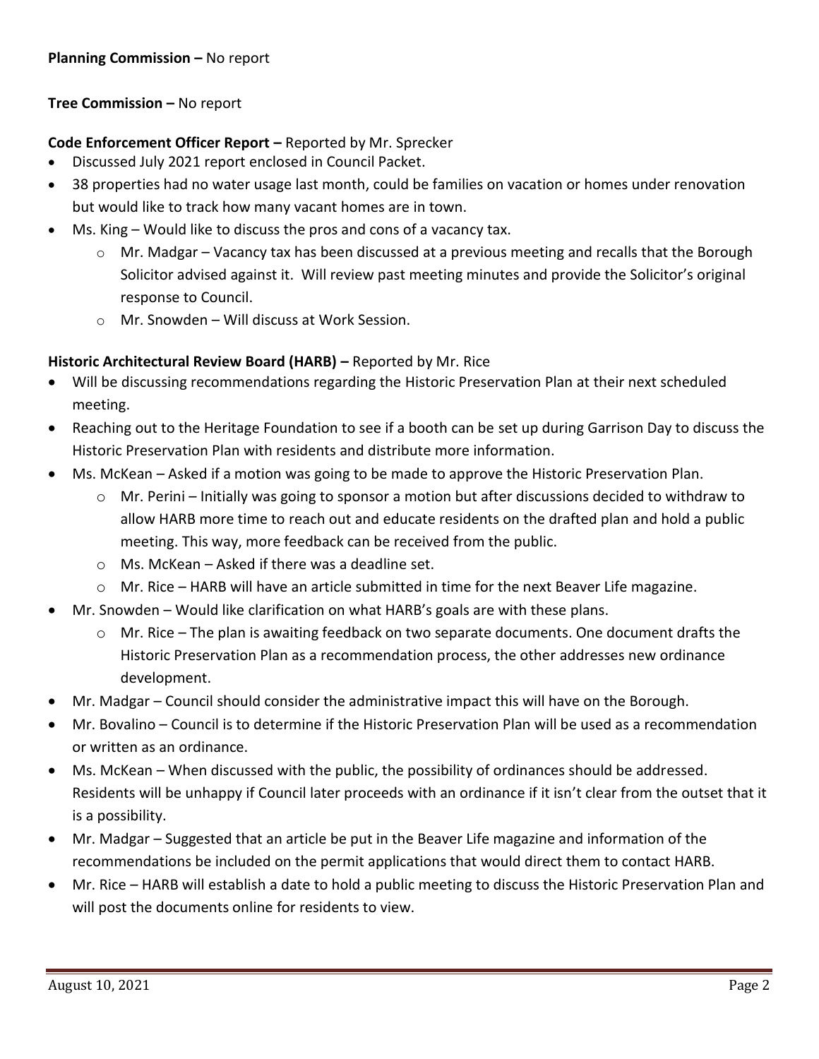**Planning Commission –** No report

**Tree Commission –** No report

**Code Enforcement Officer Report –** Reported by Mr. Sprecker

- Discussed July 2021 report enclosed in Council Packet.
- 38 properties had no water usage last month, could be families on vacation or homes under renovation but would like to track how many vacant homes are in town.
- Ms. King – Would like to discuss the pros and cons of a vacancy tax.
  - Mr. Madgar – Vacancy tax has been discussed at a previous meeting and recalls that the Borough Solicitor advised against it. Will review past meeting minutes and provide the Solicitor's original response to Council.
  - Mr. Snowden – Will discuss at Work Session.

**Historic Architectural Review Board (HARB) –** Reported by Mr. Rice

- Will be discussing recommendations regarding the Historic Preservation Plan at their next scheduled meeting.
- Reaching out to the Heritage Foundation to see if a booth can be set up during Garrison Day to discuss the Historic Preservation Plan with residents and distribute more information.
- Ms. McKean – Asked if a motion was going to be made to approve the Historic Preservation Plan.
  - Mr. Perini – Initially was going to sponsor a motion but after discussions decided to withdraw to allow HARB more time to reach out and educate residents on the drafted plan and hold a public meeting. This way, more feedback can be received from the public.
  - Ms. McKean – Asked if there was a deadline set.
  - Mr. Rice – HARB will have an article submitted in time for the next Beaver Life magazine.
- Mr. Snowden – Would like clarification on what HARB's goals are with these plans.
  - Mr. Rice – The plan is awaiting feedback on two separate documents. One document drafts the Historic Preservation Plan as a recommendation process, the other addresses new ordinance development.
- Mr. Madgar – Council should consider the administrative impact this will have on the Borough.
- Mr. Bovalino – Council is to determine if the Historic Preservation Plan will be used as a recommendation or written as an ordinance.
- Ms. McKean – When discussed with the public, the possibility of ordinances should be addressed. Residents will be unhappy if Council later proceeds with an ordinance if it isn't clear from the outset that it is a possibility.
- Mr. Madgar – Suggested that an article be put in the Beaver Life magazine and information of the recommendations be included on the permit applications that would direct them to contact HARB.
- Mr. Rice – HARB will establish a date to hold a public meeting to discuss the Historic Preservation Plan and will post the documents online for residents to view.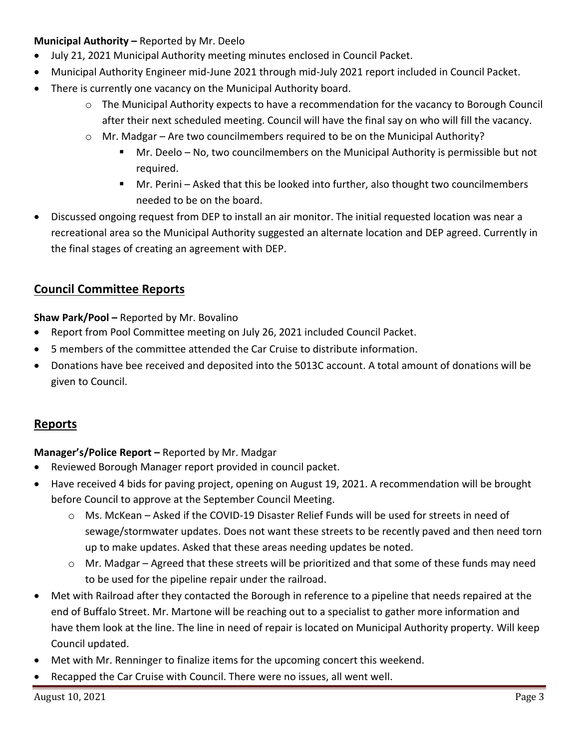**Municipal Authority –** Reported by Mr. Deelo

- July 21, 2021 Municipal Authority meeting minutes enclosed in Council Packet.
- Municipal Authority Engineer mid-June 2021 through mid-July 2021 report included in Council Packet.
- There is currently one vacancy on the Municipal Authority board.
  - The Municipal Authority expects to have a recommendation for the vacancy to Borough Council after their next scheduled meeting. Council will have the final say on who will fill the vacancy.
  - Mr. Madgar – Are two councilmembers required to be on the Municipal Authority?
    - Mr. Deelo – No, two councilmembers on the Municipal Authority is permissible but not required.
    - Mr. Perini – Asked that this be looked into further, also thought two councilmembers needed to be on the board.
- Discussed ongoing request from DEP to install an air monitor. The initial requested location was near a recreational area so the Municipal Authority suggested an alternate location and DEP agreed. Currently in the final stages of creating an agreement with DEP.

## Council Committee Reports

**Shaw Park/Pool –** Reported by Mr. Bovalino

- Report from Pool Committee meeting on July 26, 2021 included Council Packet.
- 5 members of the committee attended the Car Cruise to distribute information.
- Donations have bee received and deposited into the 5013C account. A total amount of donations will be given to Council.

## Reports

**Manager's/Police Report –** Reported by Mr. Madgar

- Reviewed Borough Manager report provided in council packet.
- Have received 4 bids for paving project, opening on August 19, 2021. A recommendation will be brought before Council to approve at the September Council Meeting.
  - Ms. McKean – Asked if the COVID-19 Disaster Relief Funds will be used for streets in need of sewage/stormwater updates. Does not want these streets to be recently paved and then need torn up to make updates. Asked that these areas needing updates be noted.
  - Mr. Madgar – Agreed that these streets will be prioritized and that some of these funds may need to be used for the pipeline repair under the railroad.
- Met with Railroad after they contacted the Borough in reference to a pipeline that needs repaired at the end of Buffalo Street. Mr. Martone will be reaching out to a specialist to gather more information and have them look at the line. The line in need of repair is located on Municipal Authority property. Will keep Council updated.
- Met with Mr. Renninger to finalize items for the upcoming concert this weekend.
- Recapped the Car Cruise with Council. There were no issues, all went well.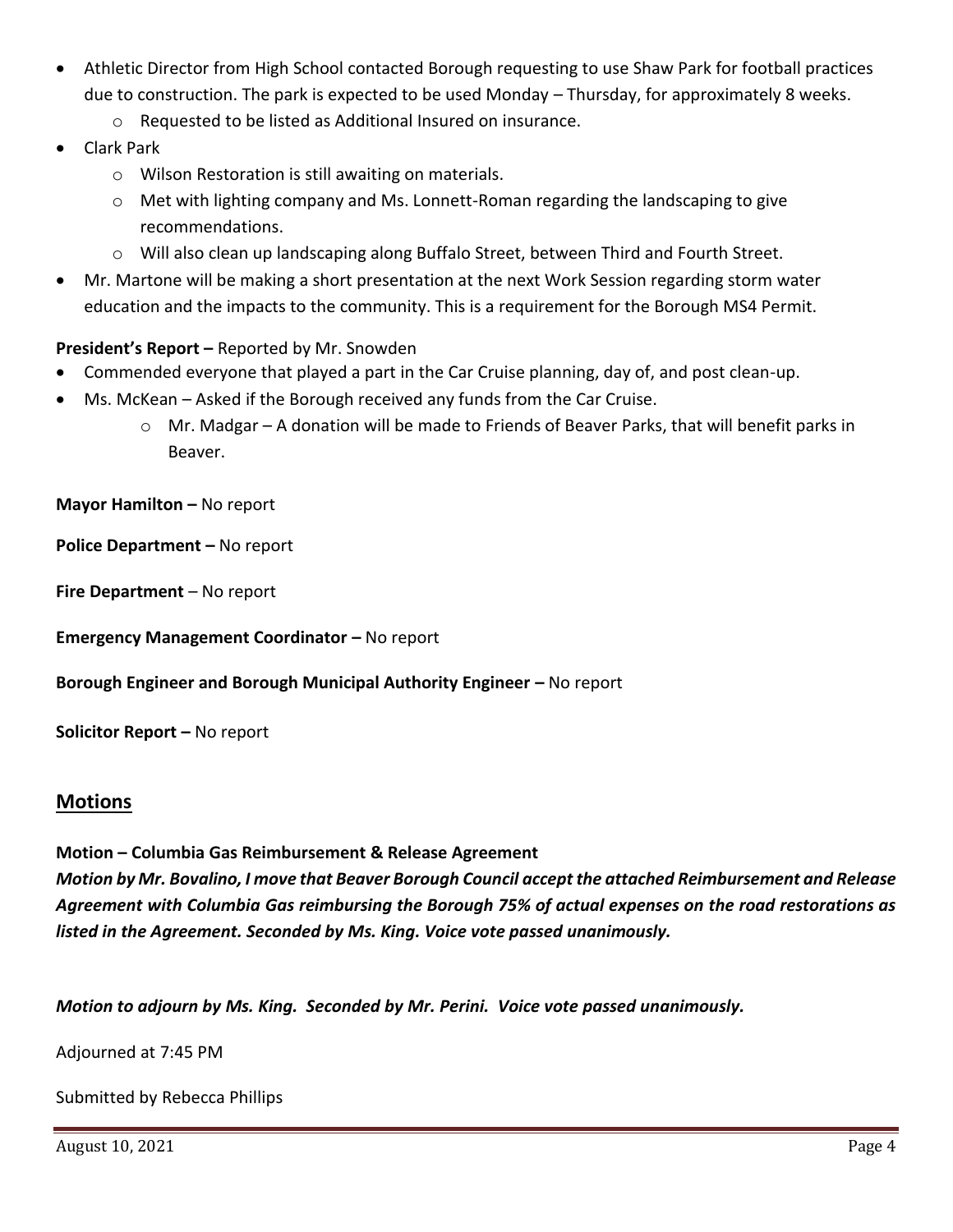- Athletic Director from High School contacted Borough requesting to use Shaw Park for football practices due to construction. The park is expected to be used Monday – Thursday, for approximately 8 weeks.
    - Requested to be listed as Additional Insured on insurance.
- Clark Park
    - Wilson Restoration is still awaiting on materials.
    - Met with lighting company and Ms. Lonnett-Roman regarding the landscaping to give recommendations.
    - Will also clean up landscaping along Buffalo Street, between Third and Fourth Street.
- Mr. Martone will be making a short presentation at the next Work Session regarding storm water education and the impacts to the community. This is a requirement for the Borough MS4 Permit.

**President's Report –** Reported by Mr. Snowden

- Commended everyone that played a part in the Car Cruise planning, day of, and post clean-up.
- Ms. McKean – Asked if the Borough received any funds from the Car Cruise.
    - Mr. Madgar – A donation will be made to Friends of Beaver Parks, that will benefit parks in Beaver.

**Mayor Hamilton –** No report

**Police Department –** No report

**Fire Department** – No report

**Emergency Management Coordinator –** No report

**Borough Engineer and Borough Municipal Authority Engineer –** No report

**Solicitor Report –** No report

## Motions

**Motion – Columbia Gas Reimbursement & Release Agreement**

***Motion by Mr. Bovalino, I move that Beaver Borough Council accept the attached Reimbursement and Release Agreement with Columbia Gas reimbursing the Borough 75% of actual expenses on the road restorations as listed in the Agreement. Seconded by Ms. King. Voice vote passed unanimously.***

***Motion to adjourn by Ms. King. Seconded by Mr. Perini. Voice vote passed unanimously.***

Adjourned at 7:45 PM

Submitted by Rebecca Phillips